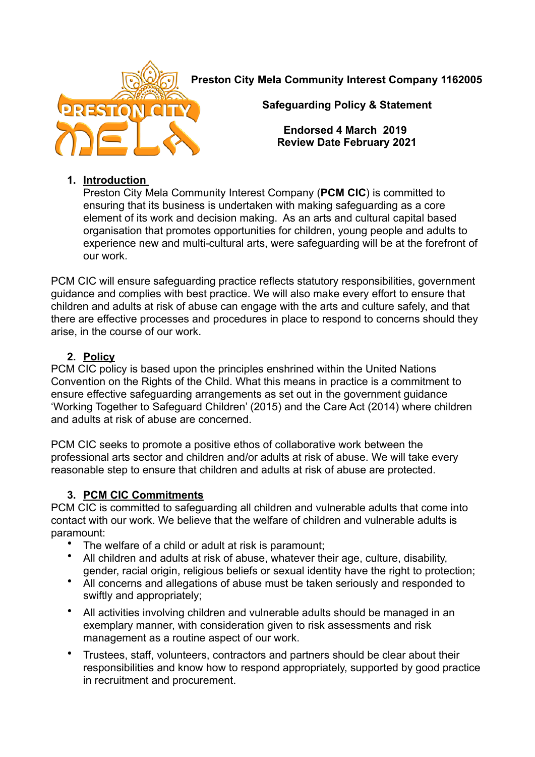**Preston City Mela Community Interest Company 1162005**

**Safeguarding Policy & Statement**

**Endorsed 4 March 2019**
**Review Date February 2021**

1. **Introduction**
   Preston City Mela Community Interest Company (**PCM CIC**) is committed to ensuring that its business is undertaken with making safeguarding as a core element of its work and decision making. As an arts and cultural capital based organisation that promotes opportunities for children, young people and adults to experience new and multi-cultural arts, were safeguarding will be at the forefront of our work.

PCM CIC will ensure safeguarding practice reflects statutory responsibilities, government guidance and complies with best practice. We will also make every effort to ensure that children and adults at risk of abuse can engage with the arts and culture safely, and that there are effective processes and procedures in place to respond to concerns should they arise, in the course of our work.

2. **Policy**

PCM CIC policy is based upon the principles enshrined within the United Nations Convention on the Rights of the Child. What this means in practice is a commitment to ensure effective safeguarding arrangements as set out in the government guidance 'Working Together to Safeguard Children' (2015) and the Care Act (2014) where children and adults at risk of abuse are concerned.

PCM CIC seeks to promote a positive ethos of collaborative work between the professional arts sector and children and/or adults at risk of abuse. We will take every reasonable step to ensure that children and adults at risk of abuse are protected.

3. **PCM CIC Commitments**

PCM CIC is committed to safeguarding all children and vulnerable adults that come into contact with our work. We believe that the welfare of children and vulnerable adults is paramount:

- The welfare of a child or adult at risk is paramount;
- All children and adults at risk of abuse, whatever their age, culture, disability, gender, racial origin, religious beliefs or sexual identity have the right to protection;
- All concerns and allegations of abuse must be taken seriously and responded to swiftly and appropriately;
- All activities involving children and vulnerable adults should be managed in an exemplary manner, with consideration given to risk assessments and risk management as a routine aspect of our work.
- Trustees, staff, volunteers, contractors and partners should be clear about their responsibilities and know how to respond appropriately, supported by good practice in recruitment and procurement.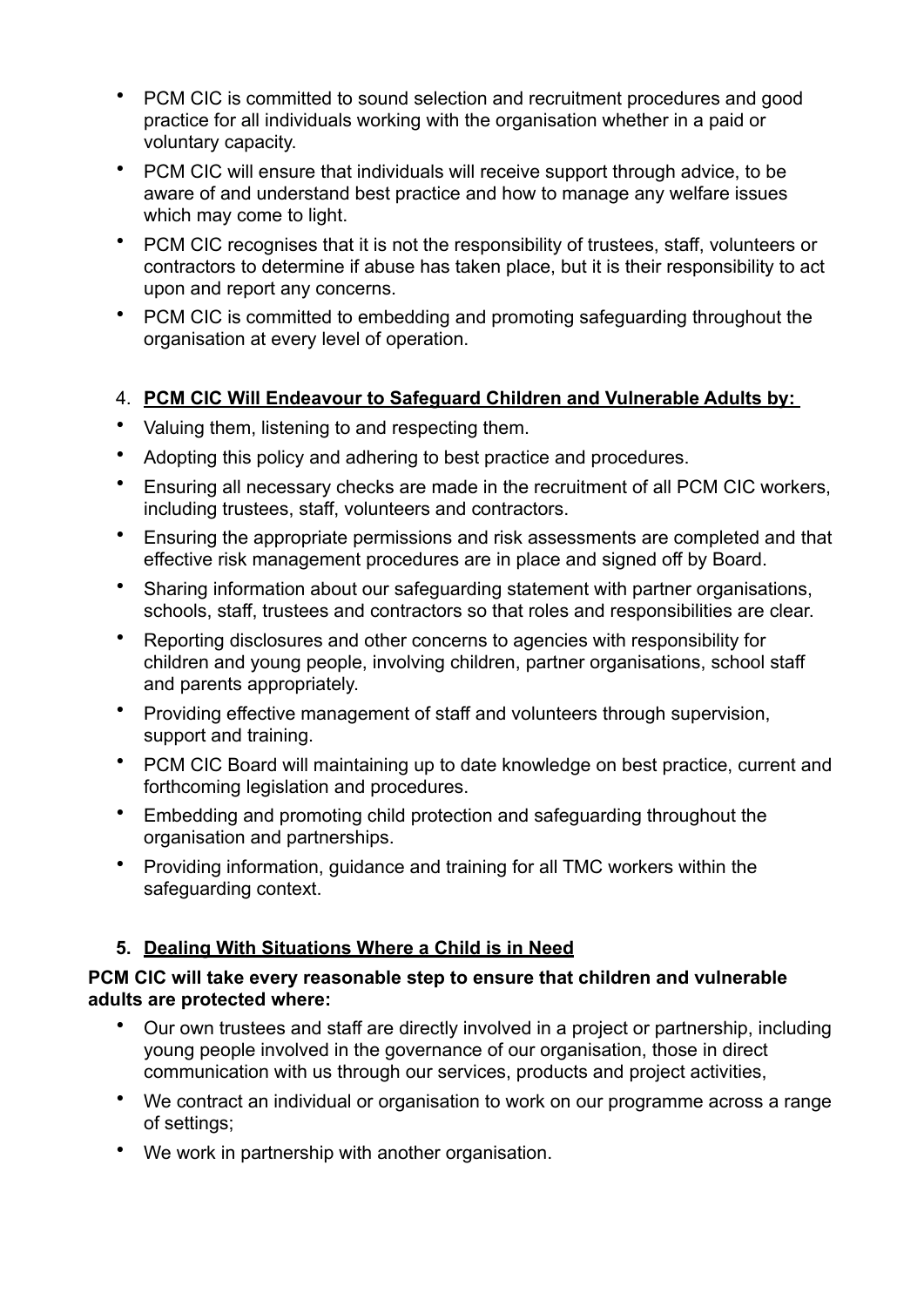- PCM CIC is committed to sound selection and recruitment procedures and good practice for all individuals working with the organisation whether in a paid or voluntary capacity.
- PCM CIC will ensure that individuals will receive support through advice, to be aware of and understand best practice and how to manage any welfare issues which may come to light.
- PCM CIC recognises that it is not the responsibility of trustees, staff, volunteers or contractors to determine if abuse has taken place, but it is their responsibility to act upon and report any concerns.
- PCM CIC is committed to embedding and promoting safeguarding throughout the organisation at every level of operation.

4. **PCM CIC Will Endeavour to Safeguard Children and Vulnerable Adults by:**

- Valuing them, listening to and respecting them.
- Adopting this policy and adhering to best practice and procedures.
- Ensuring all necessary checks are made in the recruitment of all PCM CIC workers, including trustees, staff, volunteers and contractors.
- Ensuring the appropriate permissions and risk assessments are completed and that effective risk management procedures are in place and signed off by Board.
- Sharing information about our safeguarding statement with partner organisations, schools, staff, trustees and contractors so that roles and responsibilities are clear.
- Reporting disclosures and other concerns to agencies with responsibility for children and young people, involving children, partner organisations, school staff and parents appropriately.
- Providing effective management of staff and volunteers through supervision, support and training.
- PCM CIC Board will maintaining up to date knowledge on best practice, current and forthcoming legislation and procedures.
- Embedding and promoting child protection and safeguarding throughout the organisation and partnerships.
- Providing information, guidance and training for all TMC workers within the safeguarding context.

5. **Dealing With Situations Where a Child is in Need**

**PCM CIC will take every reasonable step to ensure that children and vulnerable adults are protected where:**

- Our own trustees and staff are directly involved in a project or partnership, including young people involved in the governance of our organisation, those in direct communication with us through our services, products and project activities,
- We contract an individual or organisation to work on our programme across a range of settings;
- We work in partnership with another organisation.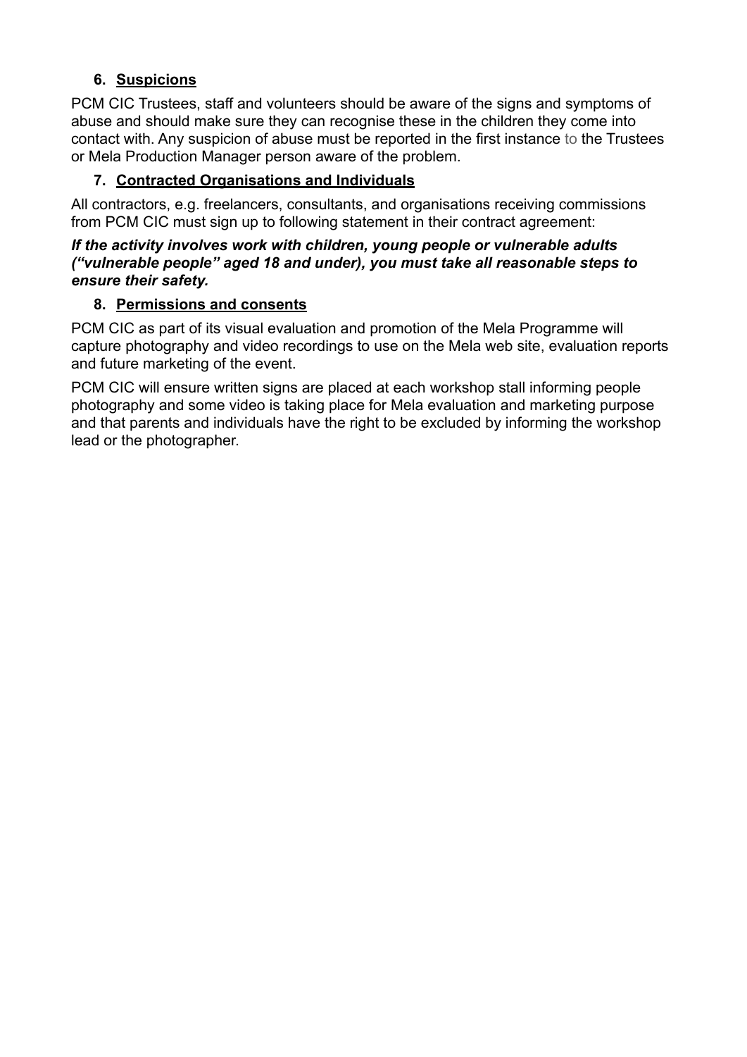## 6. Suspicions

PCM CIC Trustees, staff and volunteers should be aware of the signs and symptoms of abuse and should make sure they can recognise these in the children they come into contact with. Any suspicion of abuse must be reported in the first instance to the Trustees or Mela Production Manager person aware of the problem.

## 7. Contracted Organisations and Individuals

All contractors, e.g. freelancers, consultants, and organisations receiving commissions from PCM CIC must sign up to following statement in their contract agreement:

***If the activity involves work with children, young people or vulnerable adults ("vulnerable people" aged 18 and under), you must take all reasonable steps to ensure their safety.***

## 8. Permissions and consents

PCM CIC as part of its visual evaluation and promotion of the Mela Programme will capture photography and video recordings to use on the Mela web site, evaluation reports and future marketing of the event.

PCM CIC will ensure written signs are placed at each workshop stall informing people photography and some video is taking place for Mela evaluation and marketing purpose and that parents and individuals have the right to be excluded by informing the workshop lead or the photographer.